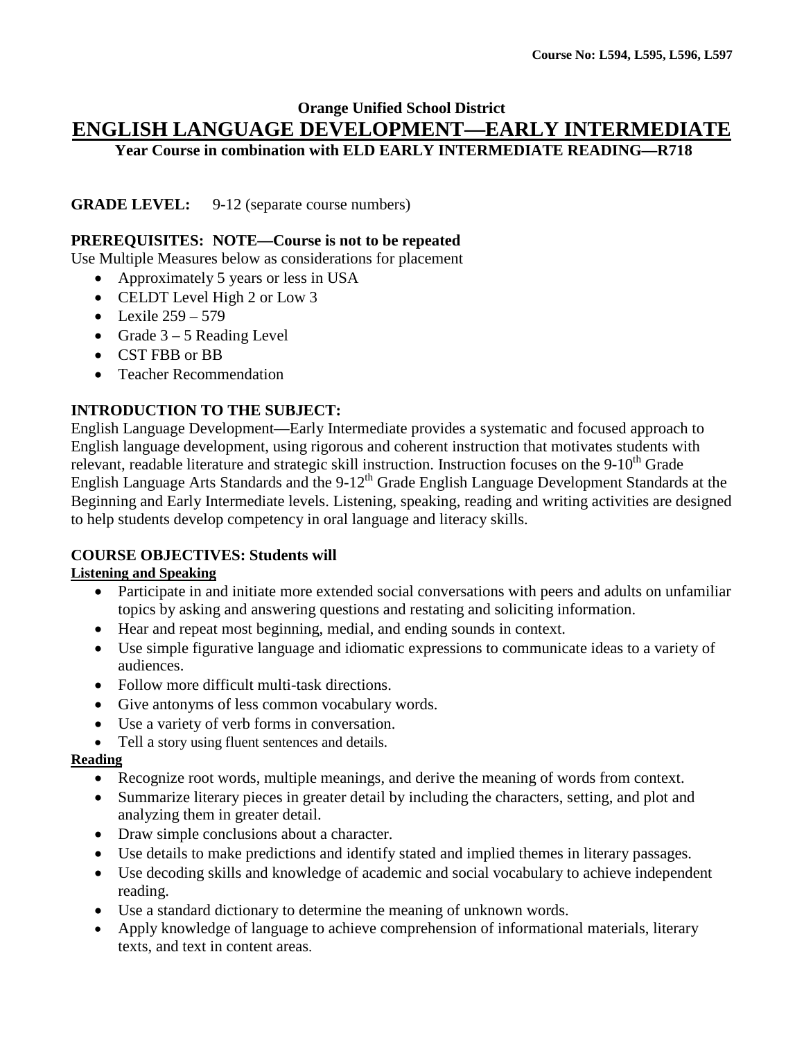Course No: L594, L595, L596, L597

**Orange Unified School District**

# ENGLISH LANGUAGE DEVELOPMENT—EARLY INTERMEDIATE

**Year Course in combination with ELD EARLY INTERMEDIATE READING—R718**

**GRADE LEVEL:** 9-12 (separate course numbers)

**PREREQUISITES: NOTE—Course is not to be repeated**

Use Multiple Measures below as considerations for placement

- Approximately 5 years or less in USA
- CELDT Level High 2 or Low 3
- Lexile 259 – 579
- Grade 3 – 5 Reading Level
- CST FBB or BB
- Teacher Recommendation

**INTRODUCTION TO THE SUBJECT:**

English Language Development—Early Intermediate provides a systematic and focused approach to English language development, using rigorous and coherent instruction that motivates students with relevant, readable literature and strategic skill instruction. Instruction focuses on the 9-10th Grade English Language Arts Standards and the 9-12th Grade English Language Development Standards at the Beginning and Early Intermediate levels. Listening, speaking, reading and writing activities are designed to help students develop competency in oral language and literacy skills.

**COURSE OBJECTIVES: Students will**

**Listening and Speaking**

- Participate in and initiate more extended social conversations with peers and adults on unfamiliar topics by asking and answering questions and restating and soliciting information.
- Hear and repeat most beginning, medial, and ending sounds in context.
- Use simple figurative language and idiomatic expressions to communicate ideas to a variety of audiences.
- Follow more difficult multi-task directions.
- Give antonyms of less common vocabulary words.
- Use a variety of verb forms in conversation.
- Tell a story using fluent sentences and details.

**Reading**

- Recognize root words, multiple meanings, and derive the meaning of words from context.
- Summarize literary pieces in greater detail by including the characters, setting, and plot and analyzing them in greater detail.
- Draw simple conclusions about a character.
- Use details to make predictions and identify stated and implied themes in literary passages.
- Use decoding skills and knowledge of academic and social vocabulary to achieve independent reading.
- Use a standard dictionary to determine the meaning of unknown words.
- Apply knowledge of language to achieve comprehension of informational materials, literary texts, and text in content areas.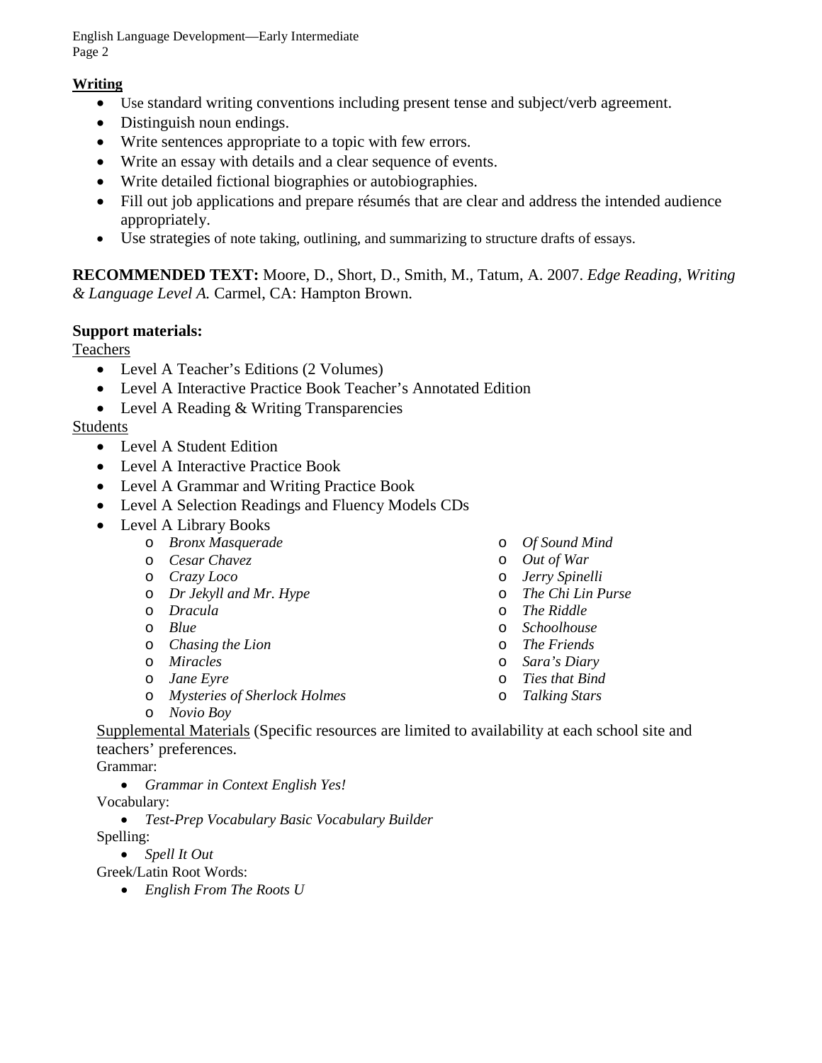**Writing**

- Use standard writing conventions including present tense and subject/verb agreement.
- Distinguish noun endings.
- Write sentences appropriate to a topic with few errors.
- Write an essay with details and a clear sequence of events.
- Write detailed fictional biographies or autobiographies.
- Fill out job applications and prepare résumés that are clear and address the intended audience appropriately.
- Use strategies of note taking, outlining, and summarizing to structure drafts of essays.

**RECOMMENDED TEXT:** Moore, D., Short, D., Smith, M., Tatum, A. 2007. *Edge Reading, Writing & Language Level A.* Carmel, CA: Hampton Brown.

**Support materials:**

Teachers

- Level A Teacher's Editions (2 Volumes)
- Level A Interactive Practice Book Teacher's Annotated Edition
- Level A Reading & Writing Transparencies

Students

- Level A Student Edition
- Level A Interactive Practice Book
- Level A Grammar and Writing Practice Book
- Level A Selection Readings and Fluency Models CDs
- Level A Library Books
    - *Bronx Masquerade*
    - *Cesar Chavez*
    - *Crazy Loco*
    - *Dr Jekyll and Mr. Hype*
    - *Dracula*
    - *Blue*
    - *Chasing the Lion*
    - *Miracles*
    - *Jane Eyre*
    - *Mysteries of Sherlock Holmes*
    - *Novio Boy*
    - *Of Sound Mind*
    - *Out of War*
    - *Jerry Spinelli*
    - *The Chi Lin Purse*
    - *The Riddle*
    - *Schoolhouse*
    - *The Friends*
    - *Sara's Diary*
    - *Ties that Bind*
    - *Talking Stars*

Supplemental Materials (Specific resources are limited to availability at each school site and teachers' preferences.

Grammar:

- *Grammar in Context English Yes!*

Vocabulary:

- *Test-Prep Vocabulary Basic Vocabulary Builder*

Spelling:

- *Spell It Out*

Greek/Latin Root Words:

- *English From The Roots U*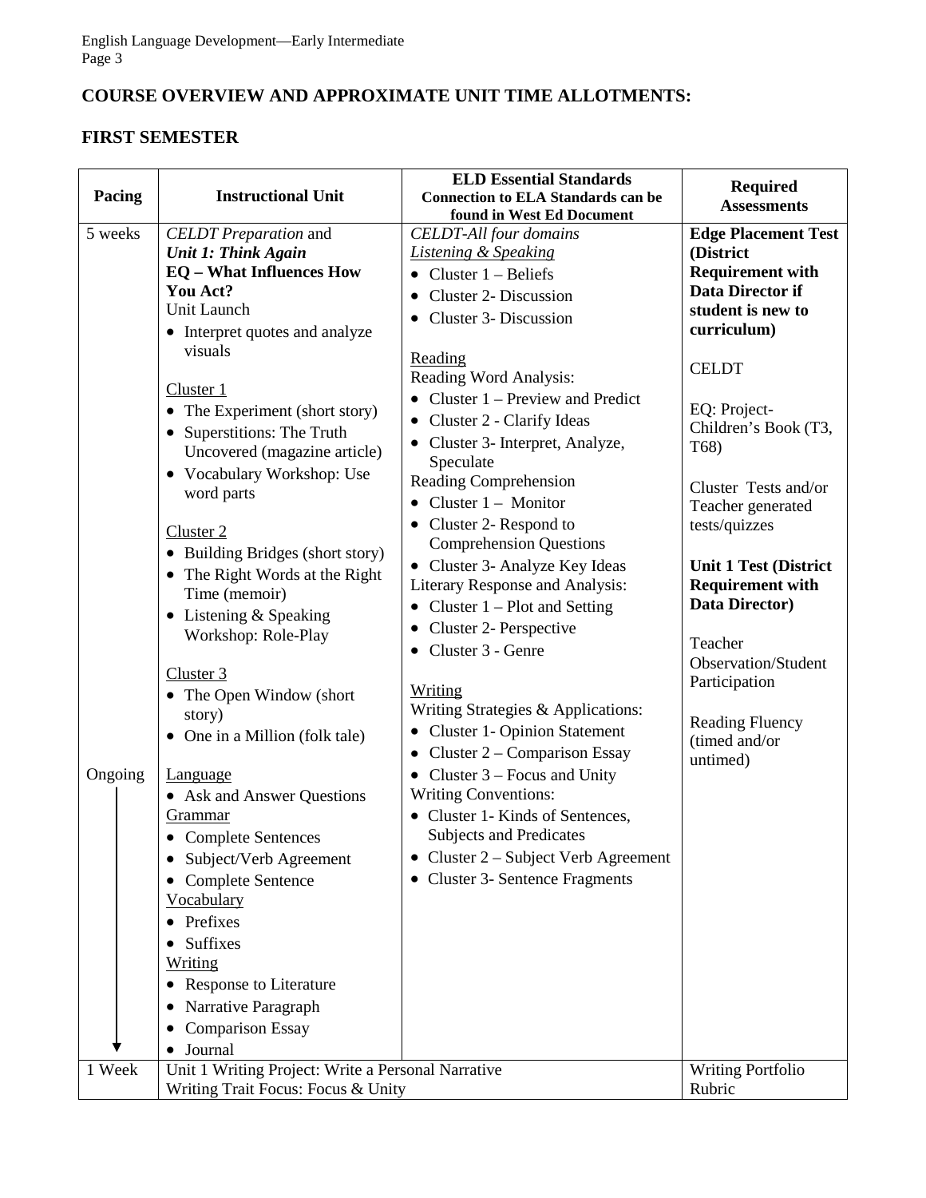## COURSE OVERVIEW AND APPROXIMATE UNIT TIME ALLOTMENTS:

### FIRST SEMESTER

| Pacing | Instructional Unit | ELD Essential Standards<br>Connection to ELA Standards can be found in West Ed Document | Required Assessments |
|---|---|---|---|
| 5 weeks<br><br>Ongoing ↓ | *CELDT Preparation* and<br>***Unit 1: Think Again***<br>**EQ – What Influences How You Act?**<br>Unit Launch<br>• Interpret quotes and analyze visuals<br><br>Cluster 1<br>• The Experiment (short story)<br>• Superstitions: The Truth Uncovered (magazine article)<br>• Vocabulary Workshop: Use word parts<br><br>Cluster 2<br>• Building Bridges (short story)<br>• The Right Words at the Right Time (memoir)<br>• Listening & Speaking Workshop: Role-Play<br><br>Cluster 3<br>• The Open Window (short story)<br>• One in a Million (folk tale)<br><br>Language<br>• Ask and Answer Questions<br>Grammar<br>• Complete Sentences<br>• Subject/Verb Agreement<br>• Complete Sentence<br>Vocabulary<br>• Prefixes<br>• Suffixes<br>Writing<br>• Response to Literature<br>• Narrative Paragraph<br>• Comparison Essay<br>• Journal | *CELDT-All four domains*<br>*Listening & Speaking*<br>• Cluster 1 – Beliefs<br>• Cluster 2- Discussion<br>• Cluster 3- Discussion<br><br>Reading<br>Reading Word Analysis:<br>• Cluster 1 – Preview and Predict<br>• Cluster 2 - Clarify Ideas<br>• Cluster 3- Interpret, Analyze, Speculate<br>Reading Comprehension<br>• Cluster 1 – Monitor<br>• Cluster 2- Respond to Comprehension Questions<br>• Cluster 3- Analyze Key Ideas<br>Literary Response and Analysis:<br>• Cluster 1 – Plot and Setting<br>• Cluster 2- Perspective<br>• Cluster 3 - Genre<br><br>Writing<br>Writing Strategies & Applications:<br>• Cluster 1- Opinion Statement<br>• Cluster 2 – Comparison Essay<br>• Cluster 3 – Focus and Unity<br>Writing Conventions:<br>• Cluster 1- Kinds of Sentences, Subjects and Predicates<br>• Cluster 2 – Subject Verb Agreement<br>• Cluster 3- Sentence Fragments | **Edge Placement Test (District Requirement with Data Director if student is new to curriculum)**<br><br>CELDT<br><br>EQ: Project- Children's Book (T3, T68)<br><br>Cluster Tests and/or Teacher generated tests/quizzes<br><br>**Unit 1 Test (District Requirement with Data Director)**<br><br>Teacher Observation/Student Participation<br><br>Reading Fluency (timed and/or untimed) |
| 1 Week | Unit 1 Writing Project: Write a Personal Narrative<br>Writing Trait Focus: Focus & Unity | | Writing Portfolio Rubric |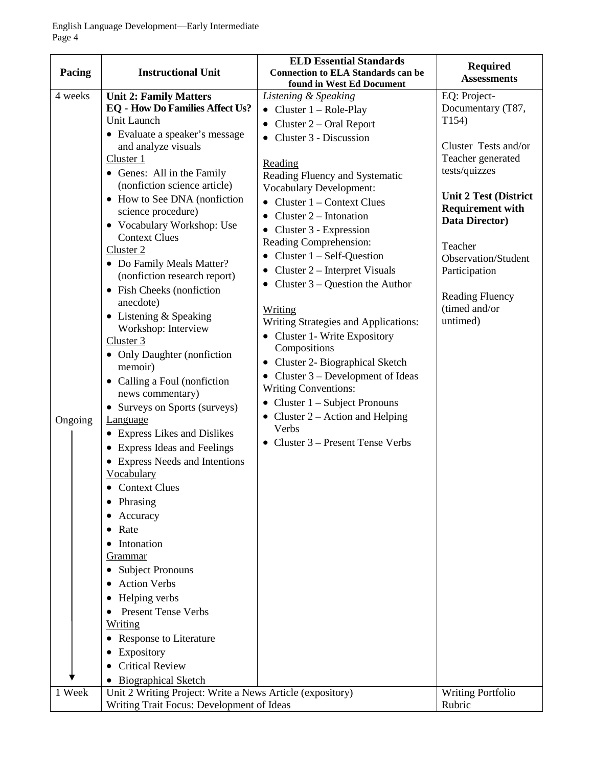| Pacing | Instructional Unit | ELD Essential Standards<br>Connection to ELA Standards can be found in West Ed Document | Required Assessments |
|---|---|---|---|
| 4 weeks<br><br><br><br><br><br><br><br><br><br><br><br><br><br><br><br><br><br><br><br><br><br><br>Ongoing<br>↓ | **Unit 2: Family Matters**<br>**EQ - How Do Families Affect Us?**<br>Unit Launch<br>• Evaluate a speaker's message and analyze visuals<br>Cluster 1<br>• Genes: All in the Family (nonfiction science article)<br>• How to See DNA (nonfiction science procedure)<br>• Vocabulary Workshop: Use Context Clues<br>Cluster 2<br>• Do Family Meals Matter? (nonfiction research report)<br>• Fish Cheeks (nonfiction anecdote)<br>• Listening & Speaking Workshop: Interview<br>Cluster 3<br>• Only Daughter (nonfiction memoir)<br>• Calling a Foul (nonfiction news commentary)<br>• Surveys on Sports (surveys)<br>Language<br>• Express Likes and Dislikes<br>• Express Ideas and Feelings<br>• Express Needs and Intentions<br>Vocabulary<br>• Context Clues<br>• Phrasing<br>• Accuracy<br>• Rate<br>• Intonation<br>Grammar<br>• Subject Pronouns<br>• Action Verbs<br>• Helping verbs<br>• Present Tense Verbs<br>Writing<br>• Response to Literature<br>• Expository<br>• Critical Review<br>• Biographical Sketch | *Listening & Speaking*<br>• Cluster 1 – Role-Play<br>• Cluster 2 – Oral Report<br>• Cluster 3 - Discussion<br><br>Reading<br>Reading Fluency and Systematic Vocabulary Development:<br>• Cluster 1 – Context Clues<br>• Cluster 2 – Intonation<br>• Cluster 3 - Expression<br>Reading Comprehension:<br>• Cluster 1 – Self-Question<br>• Cluster 2 – Interpret Visuals<br>• Cluster 3 – Question the Author<br><br>Writing<br>Writing Strategies and Applications:<br>• Cluster 1- Write Expository Compositions<br>• Cluster 2- Biographical Sketch<br>• Cluster 3 – Development of Ideas<br>Writing Conventions:<br>• Cluster 1 – Subject Pronouns<br>• Cluster 2 – Action and Helping Verbs<br>• Cluster 3 – Present Tense Verbs | EQ: Project-Documentary (T87, T154)<br><br>Cluster Tests and/or Teacher generated tests/quizzes<br><br>**Unit 2 Test (District Requirement with Data Director)**<br><br>Teacher Observation/Student Participation<br><br>Reading Fluency (timed and/or untimed) |
| 1 Week | Unit 2 Writing Project: Write a News Article (expository)<br>Writing Trait Focus: Development of Ideas | | Writing Portfolio Rubric |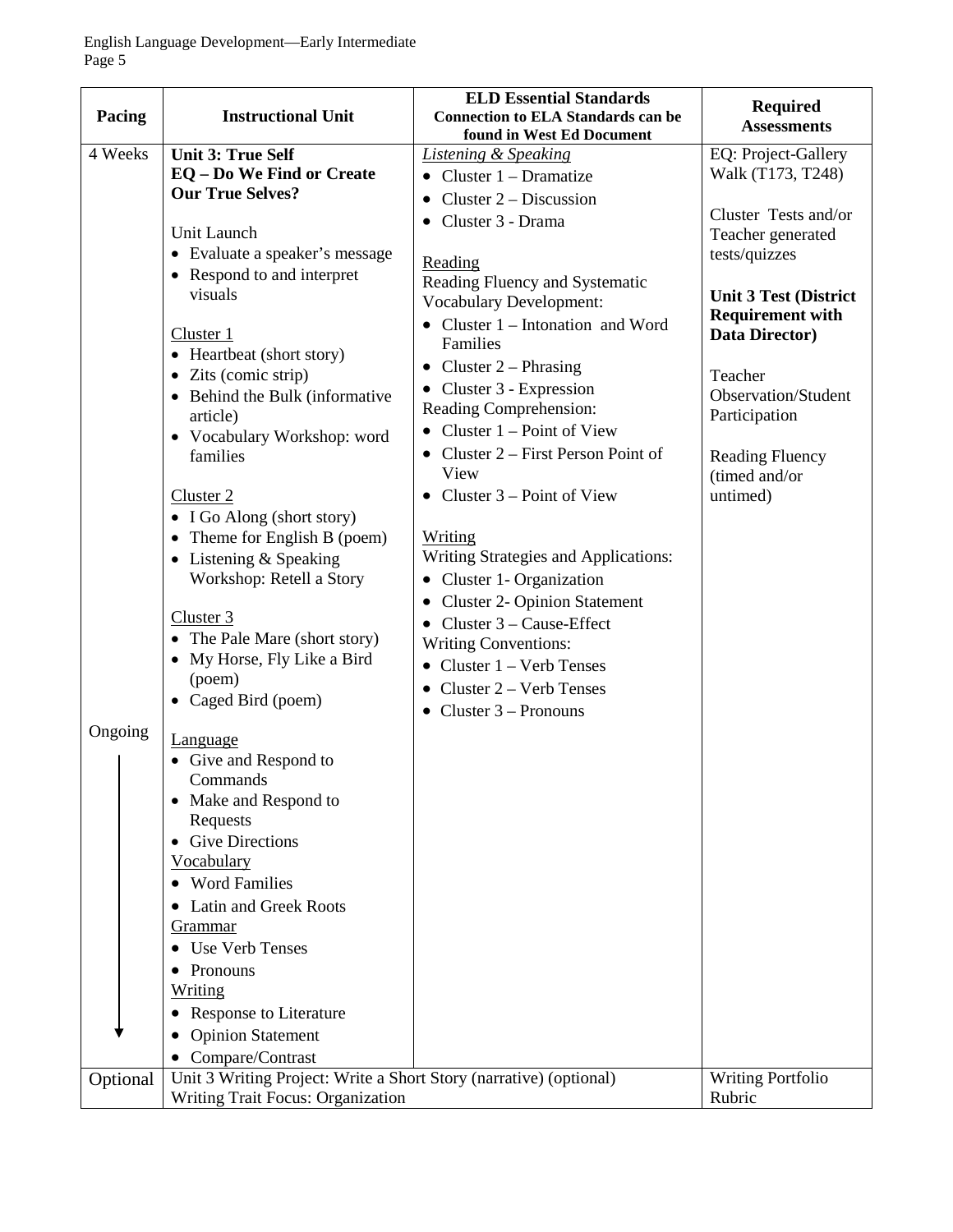| Pacing | Instructional Unit | ELD Essential Standards Connection to ELA Standards can be found in West Ed Document | Required Assessments |
|---|---|---|---|
| 4 Weeks | **Unit 3: True Self** **EQ – Do We Find or Create Our True Selves?** <br><br> Unit Launch <br> • Evaluate a speaker's message <br> • Respond to and interpret visuals <br><br> Cluster 1 <br> • Heartbeat (short story) <br> • Zits (comic strip) <br> • Behind the Bulk (informative article) <br> • Vocabulary Workshop: word families <br><br> Cluster 2 <br> • I Go Along (short story) <br> • Theme for English B (poem) <br> • Listening & Speaking Workshop: Retell a Story <br><br> Cluster 3 <br> • The Pale Mare (short story) <br> • My Horse, Fly Like a Bird (poem) <br> • Caged Bird (poem) | *Listening & Speaking* <br> • Cluster 1 – Dramatize <br> • Cluster 2 – Discussion <br> • Cluster 3 - Drama <br><br> Reading <br> Reading Fluency and Systematic Vocabulary Development: <br> • Cluster 1 – Intonation and Word Families <br> • Cluster 2 – Phrasing <br> • Cluster 3 - Expression <br> Reading Comprehension: <br> • Cluster 1 – Point of View <br> • Cluster 2 – First Person Point of View <br> • Cluster 3 – Point of View <br><br> Writing <br> Writing Strategies and Applications: <br> • Cluster 1- Organization <br> • Cluster 2- Opinion Statement <br> • Cluster 3 – Cause-Effect <br> Writing Conventions: <br> • Cluster 1 – Verb Tenses <br> • Cluster 2 – Verb Tenses <br> • Cluster 3 – Pronouns | EQ: Project-Gallery Walk (T173, T248) <br><br> Cluster Tests and/or Teacher generated tests/quizzes <br><br> **Unit 3 Test (District Requirement with Data Director)** <br><br> Teacher Observation/Student Participation <br><br> Reading Fluency (timed and/or untimed) |
| Ongoing | Language <br> • Give and Respond to Commands <br> • Make and Respond to Requests <br> • Give Directions <br> Vocabulary <br> • Word Families <br> • Latin and Greek Roots <br> Grammar <br> • Use Verb Tenses <br> • Pronouns <br> Writing <br> • Response to Literature <br> • Opinion Statement <br> • Compare/Contrast | | |
| Optional | Unit 3 Writing Project: Write a Short Story (narrative) (optional) <br> Writing Trait Focus: Organization | | Writing Portfolio Rubric |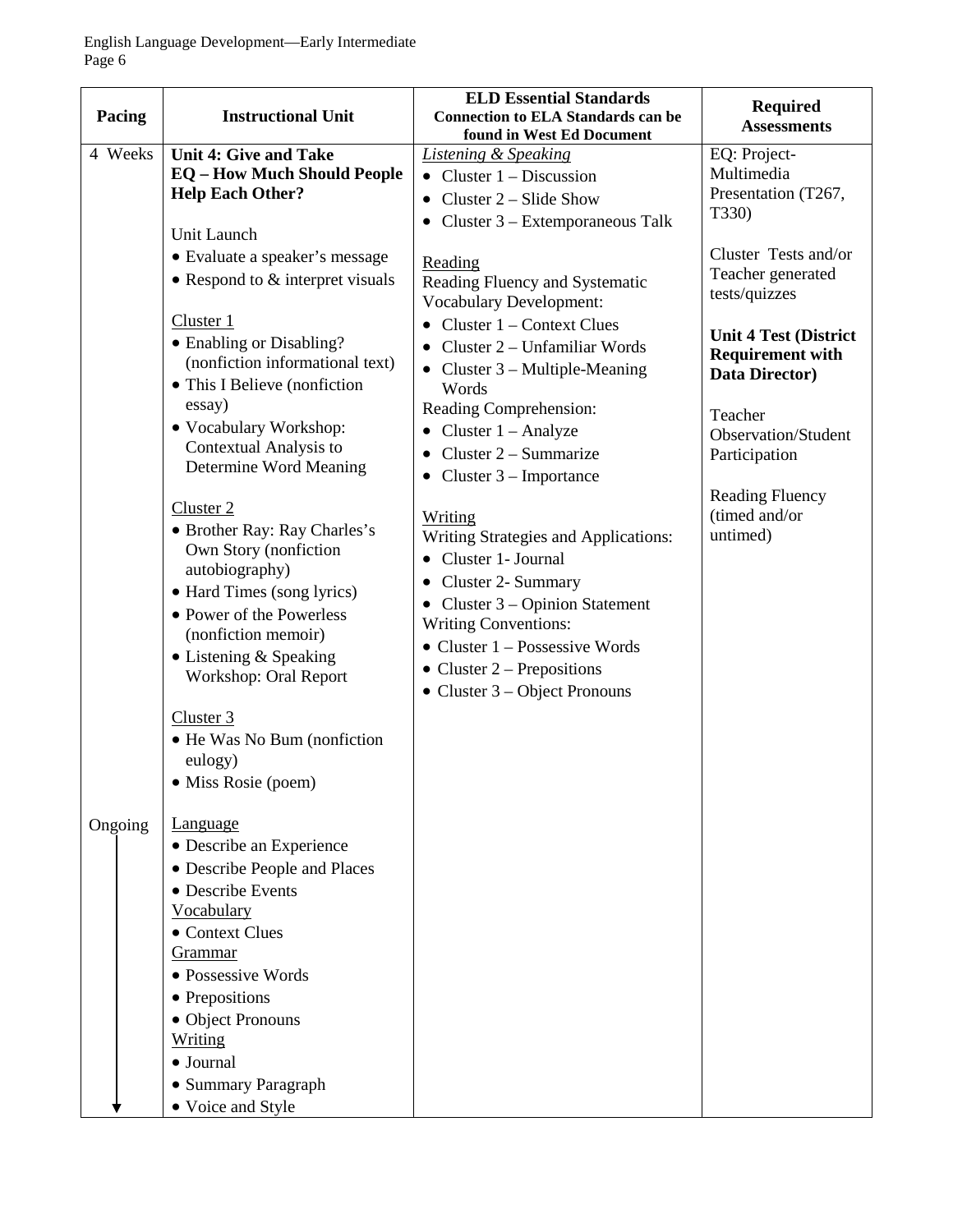| Pacing | Instructional Unit | ELD Essential Standards<br>Connection to ELA Standards can be found in West Ed Document | Required Assessments |
|---|---|---|---|
| 4 Weeks | **Unit 4: Give and Take**<br>**EQ – How Much Should People Help Each Other?**<br><br>Unit Launch<br>• Evaluate a speaker's message<br>• Respond to & interpret visuals<br><br><u>Cluster 1</u><br>• Enabling or Disabling? (nonfiction informational text)<br>• This I Believe (nonfiction essay)<br>• Vocabulary Workshop: Contextual Analysis to Determine Word Meaning<br><br><u>Cluster 2</u><br>• Brother Ray: Ray Charles's Own Story (nonfiction autobiography)<br>• Hard Times (song lyrics)<br>• Power of the Powerless (nonfiction memoir)<br>• Listening & Speaking Workshop: Oral Report<br><br><u>Cluster 3</u><br>• He Was No Bum (nonfiction eulogy)<br>• Miss Rosie (poem) | *<u>Listening & Speaking</u>*<br>• Cluster 1 – Discussion<br>• Cluster 2 – Slide Show<br>• Cluster 3 – Extemporaneous Talk<br><br><u>Reading</u><br>Reading Fluency and Systematic Vocabulary Development:<br>• Cluster 1 – Context Clues<br>• Cluster 2 – Unfamiliar Words<br>• Cluster 3 – Multiple-Meaning Words<br>Reading Comprehension:<br>• Cluster 1 – Analyze<br>• Cluster 2 – Summarize<br>• Cluster 3 – Importance<br><br><u>Writing</u><br>Writing Strategies and Applications:<br>• Cluster 1- Journal<br>• Cluster 2- Summary<br>• Cluster 3 – Opinion Statement<br>Writing Conventions:<br>• Cluster 1 – Possessive Words<br>• Cluster 2 – Prepositions<br>• Cluster 3 – Object Pronouns | EQ: Project-Multimedia Presentation (T267, T330)<br><br>Cluster Tests and/or Teacher generated tests/quizzes<br><br>**Unit 4 Test (District Requirement with Data Director)**<br><br>Teacher Observation/Student Participation<br><br>Reading Fluency (timed and/or untimed) |
| Ongoing | <u>Language</u><br>• Describe an Experience<br>• Describe People and Places<br>• Describe Events<br><u>Vocabulary</u><br>• Context Clues<br><u>Grammar</u><br>• Possessive Words<br>• Prepositions<br>• Object Pronouns<br><u>Writing</u><br>• Journal<br>• Summary Paragraph<br>• Voice and Style | | |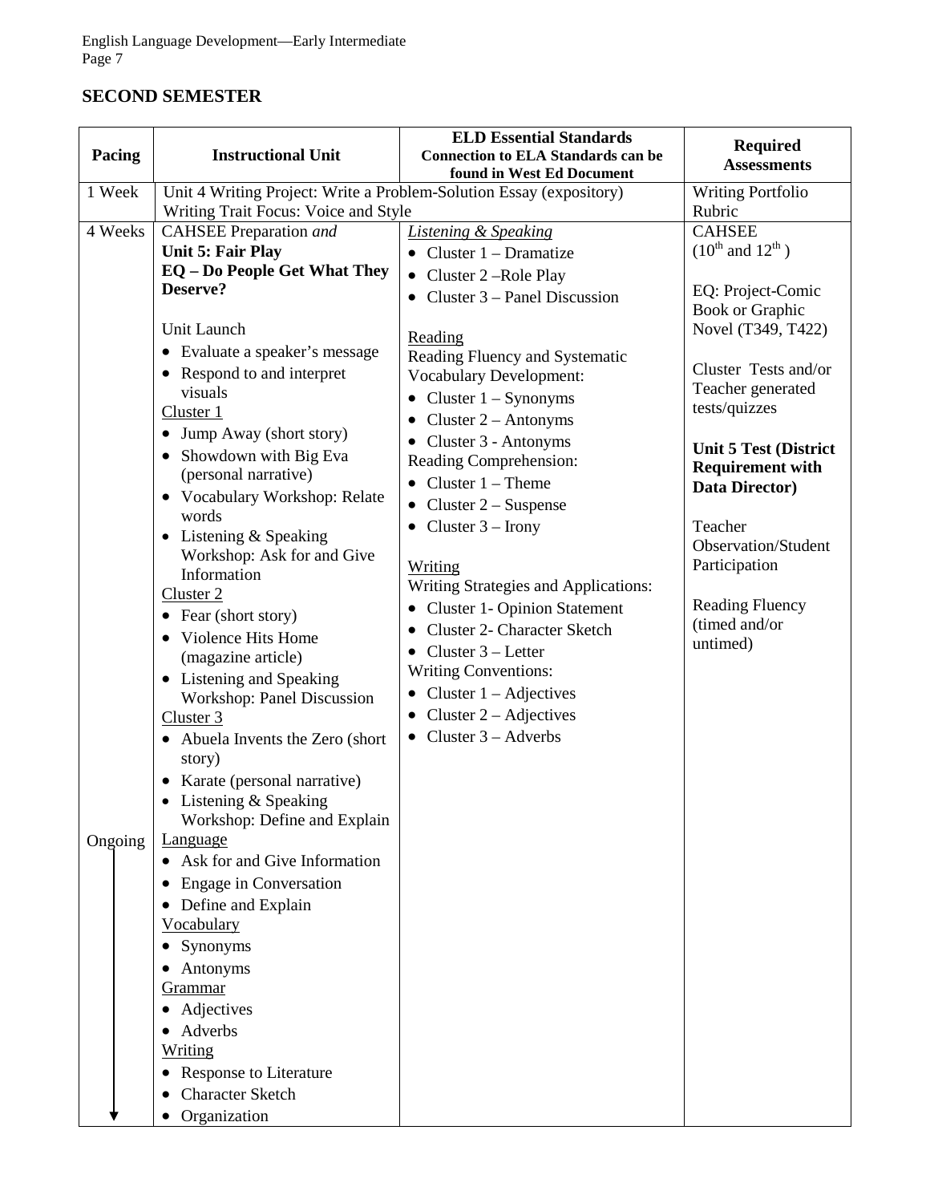## SECOND SEMESTER

| Pacing | Instructional Unit | ELD Essential Standards<br>Connection to ELA Standards can be found in West Ed Document | Required Assessments |
|---|---|---|---|
| 1 Week | Unit 4 Writing Project: Write a Problem-Solution Essay (expository)<br>Writing Trait Focus: Voice and Style | | Writing Portfolio Rubric |
| 4 Weeks<br><br>Ongoing | CAHSEE Preparation *and*<br>**Unit 5: Fair Play**<br>**EQ – Do People Get What They Deserve?**<br><br>Unit Launch<br>• Evaluate a speaker's message<br>• Respond to and interpret visuals<br>Cluster 1<br>• Jump Away (short story)<br>• Showdown with Big Eva (personal narrative)<br>• Vocabulary Workshop: Relate words<br>• Listening & Speaking Workshop: Ask for and Give Information<br>Cluster 2<br>• Fear (short story)<br>• Violence Hits Home (magazine article)<br>• Listening and Speaking Workshop: Panel Discussion<br>Cluster 3<br>• Abuela Invents the Zero (short story)<br>• Karate (personal narrative)<br>• Listening & Speaking Workshop: Define and Explain<br>Language<br>• Ask for and Give Information<br>• Engage in Conversation<br>• Define and Explain<br>Vocabulary<br>• Synonyms<br>• Antonyms<br>Grammar<br>• Adjectives<br>• Adverbs<br>Writing<br>• Response to Literature<br>• Character Sketch<br>• Organization | *Listening & Speaking*<br>• Cluster 1 – Dramatize<br>• Cluster 2 –Role Play<br>• Cluster 3 – Panel Discussion<br><br>Reading<br>Reading Fluency and Systematic Vocabulary Development:<br>• Cluster 1 – Synonyms<br>• Cluster 2 – Antonyms<br>• Cluster 3 - Antonyms<br>Reading Comprehension:<br>• Cluster 1 – Theme<br>• Cluster 2 – Suspense<br>• Cluster 3 – Irony<br><br>Writing<br>Writing Strategies and Applications:<br>• Cluster 1- Opinion Statement<br>• Cluster 2- Character Sketch<br>• Cluster 3 – Letter<br>Writing Conventions:<br>• Cluster 1 – Adjectives<br>• Cluster 2 – Adjectives<br>• Cluster 3 – Adverbs | CAHSEE<br>(10th and 12th )<br><br>EQ: Project-Comic Book or Graphic Novel (T349, T422)<br><br>Cluster Tests and/or Teacher generated tests/quizzes<br><br>**Unit 5 Test (District Requirement with Data Director)**<br><br>Teacher Observation/Student Participation<br><br>Reading Fluency (timed and/or untimed) |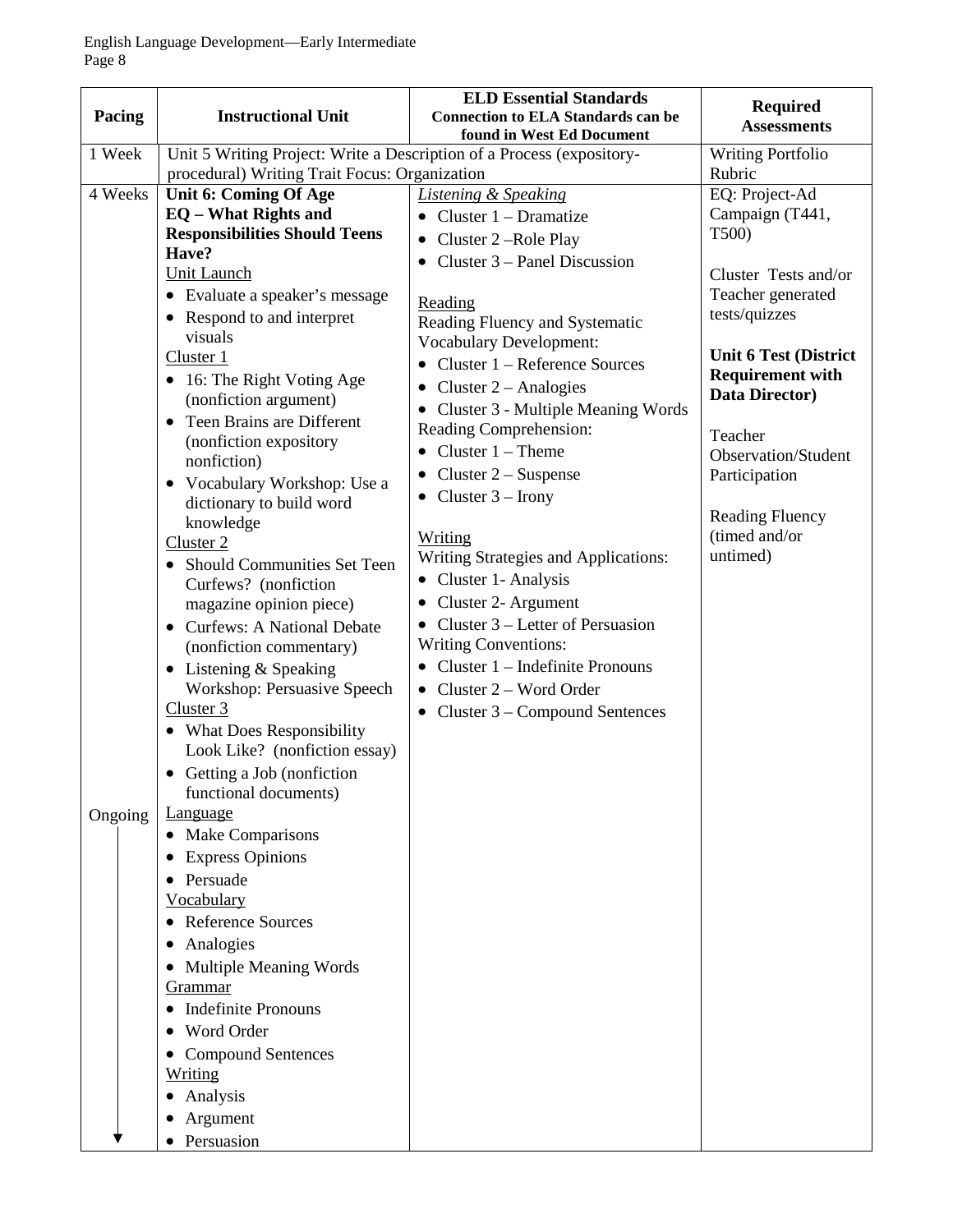| Pacing | Instructional Unit | ELD Essential Standards<br>**Connection to ELA Standards can be found in West Ed Document** | Required Assessments |
|---|---|---|---|
| 1 Week | Unit 5 Writing Project: Write a Description of a Process (expository-procedural) Writing Trait Focus: Organization | | Writing Portfolio Rubric |
| 4 Weeks<br><br>Ongoing ↓ | **Unit 6: Coming Of Age**<br>**EQ – What Rights and Responsibilities Should Teens Have?**<br>Unit Launch<br>• Evaluate a speaker's message<br>• Respond to and interpret visuals<br>Cluster 1<br>• 16: The Right Voting Age (nonfiction argument)<br>• Teen Brains are Different (nonfiction expository nonfiction)<br>• Vocabulary Workshop: Use a dictionary to build word knowledge<br>Cluster 2<br>• Should Communities Set Teen Curfews? (nonfiction magazine opinion piece)<br>• Curfews: A National Debate (nonfiction commentary)<br>• Listening & Speaking Workshop: Persuasive Speech<br>Cluster 3<br>• What Does Responsibility Look Like? (nonfiction essay)<br>• Getting a Job (nonfiction functional documents)<br>Language<br>• Make Comparisons<br>• Express Opinions<br>• Persuade<br>Vocabulary<br>• Reference Sources<br>• Analogies<br>• Multiple Meaning Words<br>Grammar<br>• Indefinite Pronouns<br>• Word Order<br>• Compound Sentences<br>Writing<br>• Analysis<br>• Argument<br>• Persuasion | *Listening & Speaking*<br>• Cluster 1 – Dramatize<br>• Cluster 2 –Role Play<br>• Cluster 3 – Panel Discussion<br><br>Reading<br>Reading Fluency and Systematic Vocabulary Development:<br>• Cluster 1 – Reference Sources<br>• Cluster 2 – Analogies<br>• Cluster 3 - Multiple Meaning Words<br>Reading Comprehension:<br>• Cluster 1 – Theme<br>• Cluster 2 – Suspense<br>• Cluster 3 – Irony<br><br>Writing<br>Writing Strategies and Applications:<br>• Cluster 1- Analysis<br>• Cluster 2- Argument<br>• Cluster 3 – Letter of Persuasion<br>Writing Conventions:<br>• Cluster 1 – Indefinite Pronouns<br>• Cluster 2 – Word Order<br>• Cluster 3 – Compound Sentences | EQ: Project-Ad Campaign (T441, T500)<br><br>Cluster Tests and/or Teacher generated tests/quizzes<br><br>**Unit 6 Test (District Requirement with Data Director)**<br><br>Teacher Observation/Student Participation<br><br>Reading Fluency (timed and/or untimed) |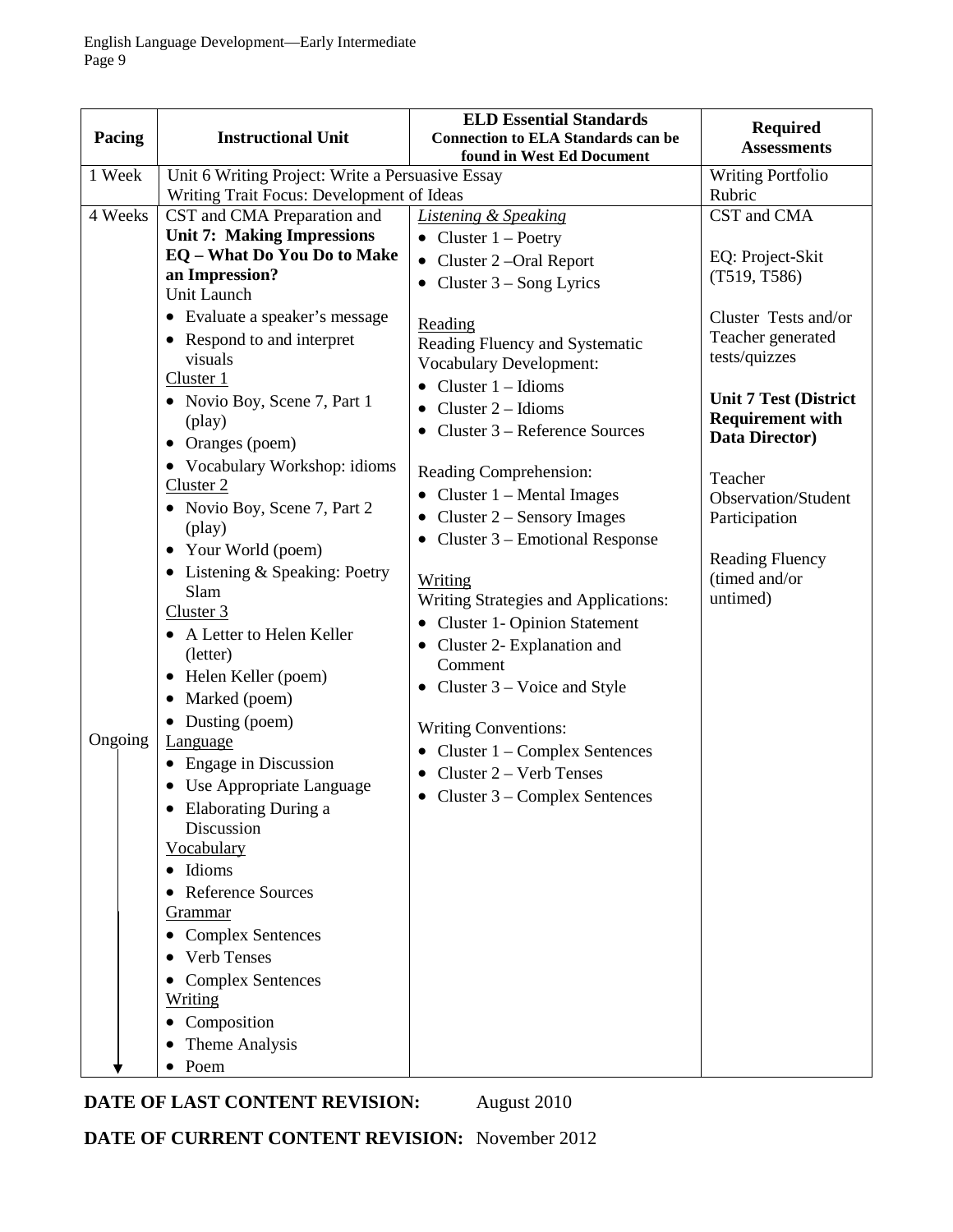| Pacing | Instructional Unit | ELD Essential Standards<br>Connection to ELA Standards can be found in West Ed Document | Required Assessments |
|---|---|---|---|
| 1 Week | Unit 6 Writing Project: Write a Persuasive Essay<br>Writing Trait Focus: Development of Ideas | | Writing Portfolio Rubric |
| 4 Weeks<br><br>Ongoing | CST and CMA Preparation and<br>**Unit 7: Making Impressions**<br>**EQ – What Do You Do to Make an Impression?**<br>Unit Launch<br>• Evaluate a speaker's message<br>• Respond to and interpret visuals<br><u>Cluster 1</u><br>• Novio Boy, Scene 7, Part 1 (play)<br>• Oranges (poem)<br>• Vocabulary Workshop: idioms<br><u>Cluster 2</u><br>• Novio Boy, Scene 7, Part 2 (play)<br>• Your World (poem)<br>• Listening & Speaking: Poetry Slam<br><u>Cluster 3</u><br>• A Letter to Helen Keller (letter)<br>• Helen Keller (poem)<br>• Marked (poem)<br>• Dusting (poem)<br><u>Language</u><br>• Engage in Discussion<br>• Use Appropriate Language<br>• Elaborating During a Discussion<br><u>Vocabulary</u><br>• Idioms<br>• Reference Sources<br><u>Grammar</u><br>• Complex Sentences<br>• Verb Tenses<br>• Complex Sentences<br><u>Writing</u><br>• Composition<br>• Theme Analysis<br>• Poem | *<u>Listening & Speaking</u>*<br>• Cluster 1 – Poetry<br>• Cluster 2 –Oral Report<br>• Cluster 3 – Song Lyrics<br><br><u>Reading</u><br>Reading Fluency and Systematic Vocabulary Development:<br>• Cluster 1 – Idioms<br>• Cluster 2 – Idioms<br>• Cluster 3 – Reference Sources<br><br>Reading Comprehension:<br>• Cluster 1 – Mental Images<br>• Cluster 2 – Sensory Images<br>• Cluster 3 – Emotional Response<br><br><u>Writing</u><br>Writing Strategies and Applications:<br>• Cluster 1- Opinion Statement<br>• Cluster 2- Explanation and Comment<br>• Cluster 3 – Voice and Style<br><br>Writing Conventions:<br>• Cluster 1 – Complex Sentences<br>• Cluster 2 – Verb Tenses<br>• Cluster 3 – Complex Sentences | CST and CMA<br><br>EQ: Project-Skit (T519, T586)<br><br>Cluster Tests and/or Teacher generated tests/quizzes<br><br>**Unit 7 Test (District Requirement with Data Director)**<br><br>Teacher Observation/Student Participation<br><br>Reading Fluency (timed and/or untimed) |

**DATE OF LAST CONTENT REVISION:** August 2010

**DATE OF CURRENT CONTENT REVISION:** November 2012